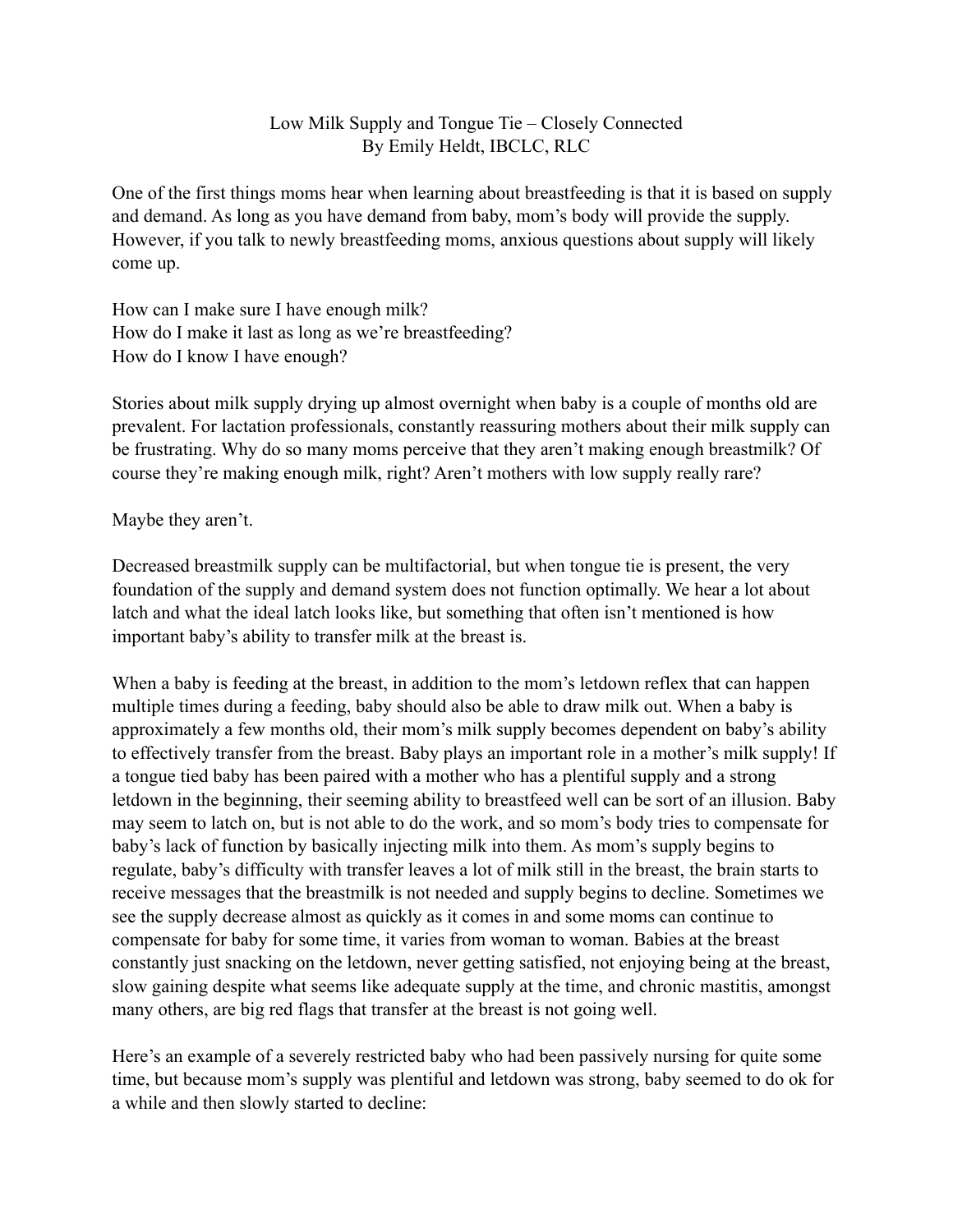# Low Milk Supply and Tongue Tie – Closely Connected

By Emily Heldt, IBCLC, RLC

One of the first things moms hear when learning about breastfeeding is that it is based on supply and demand. As long as you have demand from baby, mom's body will provide the supply. However, if you talk to newly breastfeeding moms, anxious questions about supply will likely come up.

How can I make sure I have enough milk?
How do I make it last as long as we're breastfeeding?
How do I know I have enough?

Stories about milk supply drying up almost overnight when baby is a couple of months old are prevalent. For lactation professionals, constantly reassuring mothers about their milk supply can be frustrating. Why do so many moms perceive that they aren't making enough breastmilk? Of course they're making enough milk, right? Aren't mothers with low supply really rare?

Maybe they aren't.

Decreased breastmilk supply can be multifactorial, but when tongue tie is present, the very foundation of the supply and demand system does not function optimally. We hear a lot about latch and what the ideal latch looks like, but something that often isn't mentioned is how important baby's ability to transfer milk at the breast is.

When a baby is feeding at the breast, in addition to the mom's letdown reflex that can happen multiple times during a feeding, baby should also be able to draw milk out. When a baby is approximately a few months old, their mom's milk supply becomes dependent on baby's ability to effectively transfer from the breast. Baby plays an important role in a mother's milk supply! If a tongue tied baby has been paired with a mother who has a plentiful supply and a strong letdown in the beginning, their seeming ability to breastfeed well can be sort of an illusion. Baby may seem to latch on, but is not able to do the work, and so mom's body tries to compensate for baby's lack of function by basically injecting milk into them. As mom's supply begins to regulate, baby's difficulty with transfer leaves a lot of milk still in the breast, the brain starts to receive messages that the breastmilk is not needed and supply begins to decline. Sometimes we see the supply decrease almost as quickly as it comes in and some moms can continue to compensate for baby for some time, it varies from woman to woman. Babies at the breast constantly just snacking on the letdown, never getting satisfied, not enjoying being at the breast, slow gaining despite what seems like adequate supply at the time, and chronic mastitis, amongst many others, are big red flags that transfer at the breast is not going well.

Here's an example of a severely restricted baby who had been passively nursing for quite some time, but because mom's supply was plentiful and letdown was strong, baby seemed to do ok for a while and then slowly started to decline: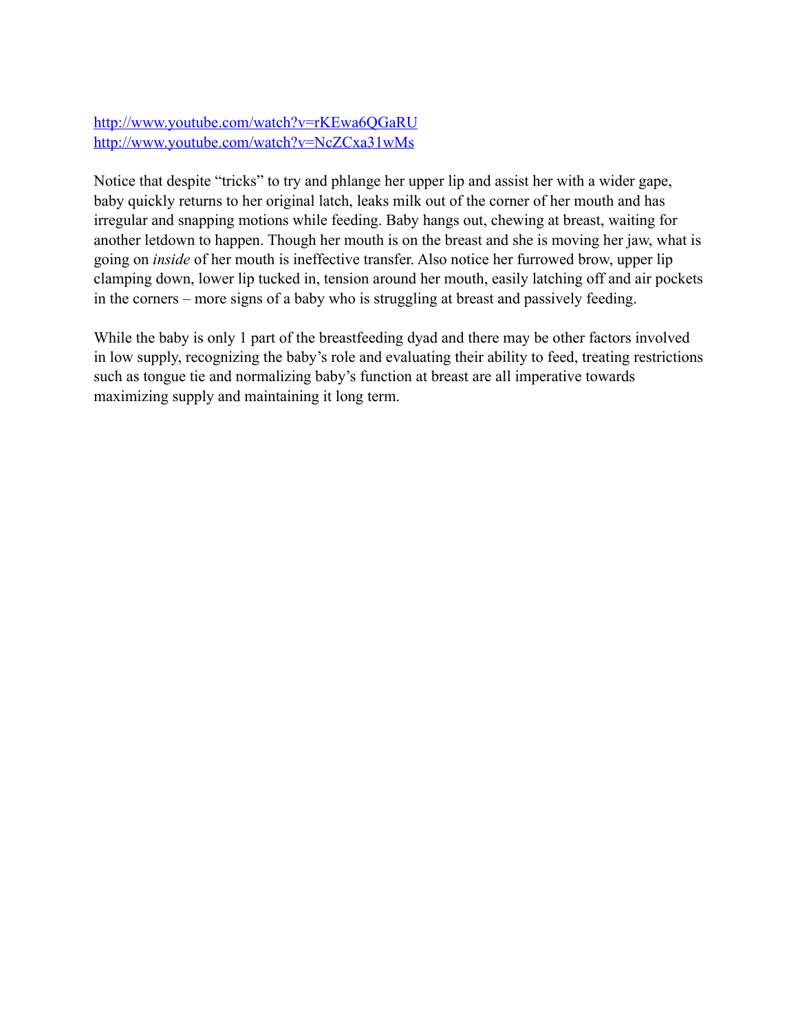[http://www.youtube.com/watch?v=rKEwa6QGaRU](http://www.youtube.com/watch?v=rKEwa6QGaRU)
[http://www.youtube.com/watch?v=NcZCxa31wMs](http://www.youtube.com/watch?v=NcZCxa31wMs)

Notice that despite "tricks" to try and phlange her upper lip and assist her with a wider gape, baby quickly returns to her original latch, leaks milk out of the corner of her mouth and has irregular and snapping motions while feeding. Baby hangs out, chewing at breast, waiting for another letdown to happen. Though her mouth is on the breast and she is moving her jaw, what is going on *inside* of her mouth is ineffective transfer. Also notice her furrowed brow, upper lip clamping down, lower lip tucked in, tension around her mouth, easily latching off and air pockets in the corners – more signs of a baby who is struggling at breast and passively feeding.

While the baby is only 1 part of the breastfeeding dyad and there may be other factors involved in low supply, recognizing the baby's role and evaluating their ability to feed, treating restrictions such as tongue tie and normalizing baby's function at breast are all imperative towards maximizing supply and maintaining it long term.